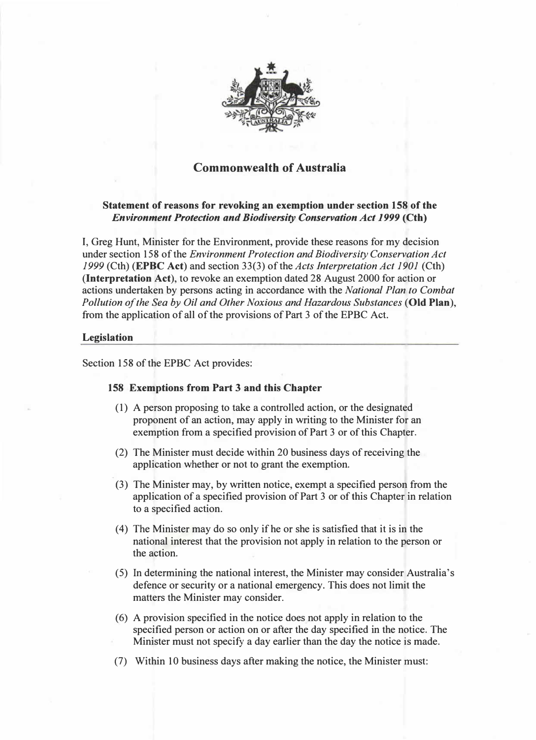# Commonwealth of Australia

**Statement of reasons for revoking an exemption under section 158 of the *Environment Protection and Biodiversity Conservation Act 1999* (Cth)**

I, Greg Hunt, Minister for the Environment, provide these reasons for my decision under section 158 of the *Environment Protection and Biodiversity Conservation Act 1999* (Cth) (**EPBC Act**) and section 33(3) of the *Acts Interpretation Act 1901* (Cth) (**Interpretation Act**), to revoke an exemption dated 28 August 2000 for action or actions undertaken by persons acting in accordance with the *National Plan to Combat Pollution of the Sea by Oil and Other Noxious and Hazardous Substances* (**Old Plan**), from the application of all of the provisions of Part 3 of the EPBC Act.

## Legislation

Section 158 of the EPBC Act provides:

**158 Exemptions from Part 3 and this Chapter**

(1) A person proposing to take a controlled action, or the designated proponent of an action, may apply in writing to the Minister for an exemption from a specified provision of Part 3 or of this Chapter.

(2) The Minister must decide within 20 business days of receiving the application whether or not to grant the exemption.

(3) The Minister may, by written notice, exempt a specified person from the application of a specified provision of Part 3 or of this Chapter in relation to a specified action.

(4) The Minister may do so only if he or she is satisfied that it is in the national interest that the provision not apply in relation to the person or the action.

(5) In determining the national interest, the Minister may consider Australia's defence or security or a national emergency. This does not limit the matters the Minister may consider.

(6) A provision specified in the notice does not apply in relation to the specified person or action on or after the day specified in the notice. The Minister must not specify a day earlier than the day the notice is made.

(7) Within 10 business days after making the notice, the Minister must: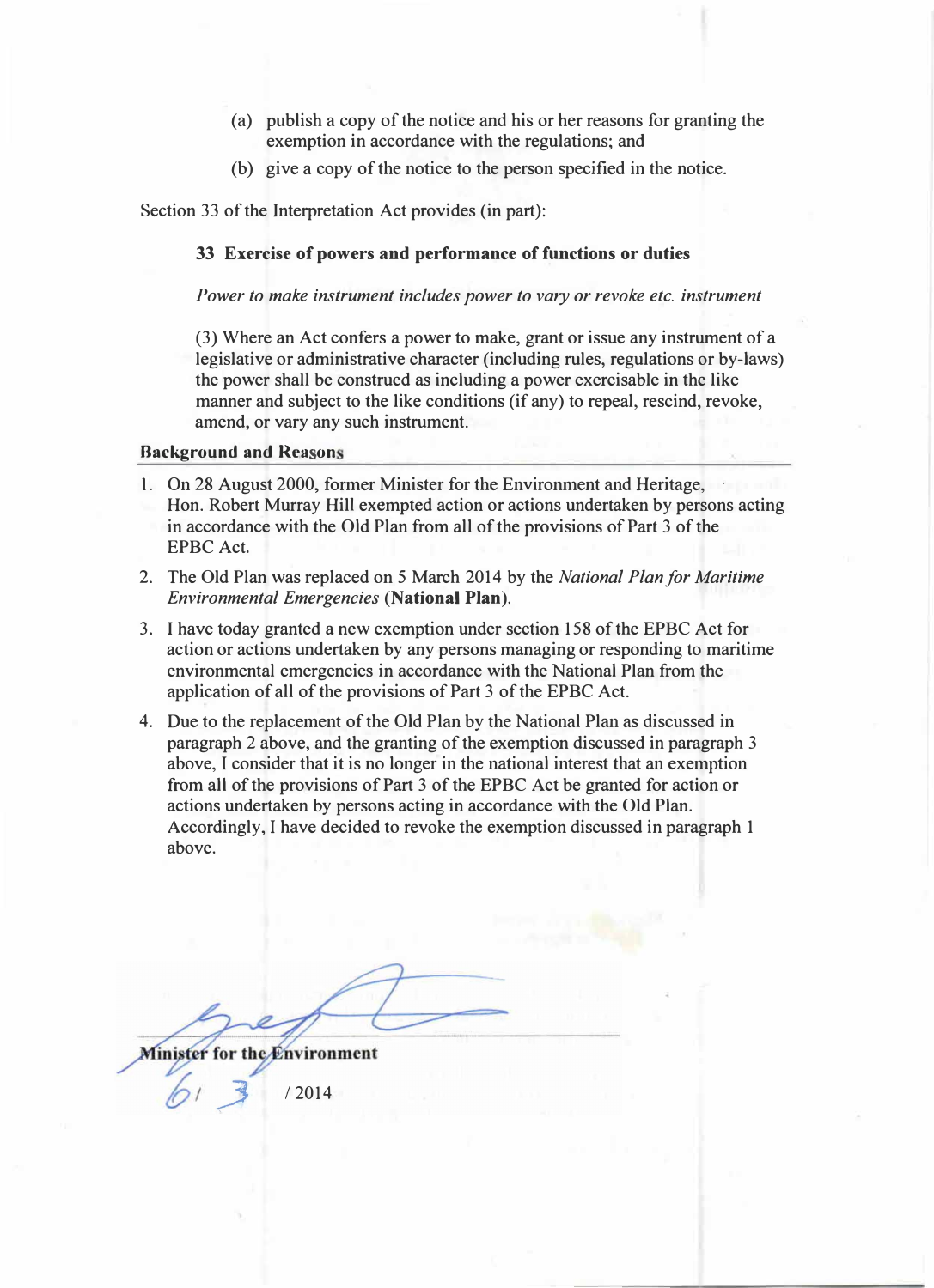(a) publish a copy of the notice and his or her reasons for granting the exemption in accordance with the regulations; and

(b) give a copy of the notice to the person specified in the notice.

Section 33 of the Interpretation Act provides (in part):

> **33 Exercise of powers and performance of functions or duties**
>
> *Power to make instrument includes power to vary or revoke etc. instrument*
>
> (3) Where an Act confers a power to make, grant or issue any instrument of a legislative or administrative character (including rules, regulations or by-laws) the power shall be construed as including a power exercisable in the like manner and subject to the like conditions (if any) to repeal, rescind, revoke, amend, or vary any such instrument.

## Background and Reasons

1. On 28 August 2000, former Minister for the Environment and Heritage, Hon. Robert Murray Hill exempted action or actions undertaken by persons acting in accordance with the Old Plan from all of the provisions of Part 3 of the EPBC Act.
2. The Old Plan was replaced on 5 March 2014 by the *National Plan for Maritime Environmental Emergencies* (**National Plan**).
3. I have today granted a new exemption under section 158 of the EPBC Act for action or actions undertaken by any persons managing or responding to maritime environmental emergencies in accordance with the National Plan from the application of all of the provisions of Part 3 of the EPBC Act.
4. Due to the replacement of the Old Plan by the National Plan as discussed in paragraph 2 above, and the granting of the exemption discussed in paragraph 3 above, I consider that it is no longer in the national interest that an exemption from all of the provisions of Part 3 of the EPBC Act be granted for action or actions undertaken by persons acting in accordance with the Old Plan. Accordingly, I have decided to revoke the exemption discussed in paragraph 1 above.

**Minister for the Environment**

6 / 3 / 2014